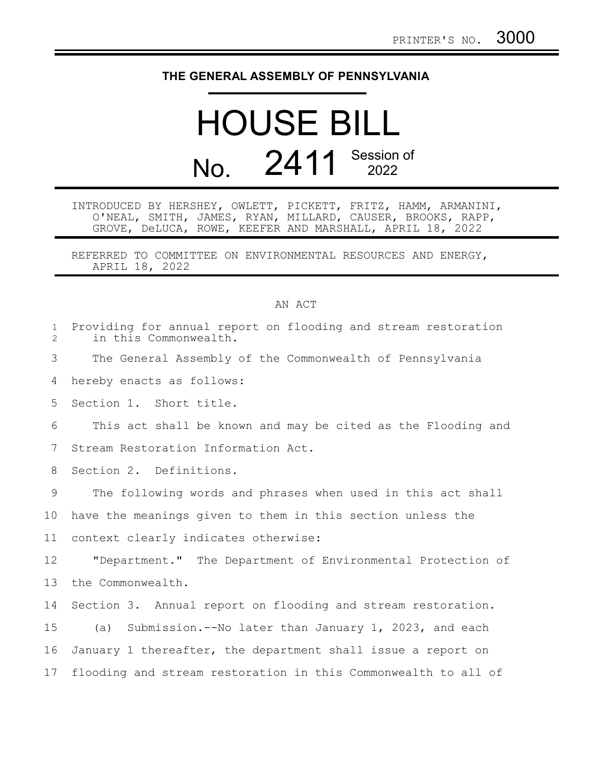PRINTER'S NO. 3000

**THE GENERAL ASSEMBLY OF PENNSYLVANIA**

# HOUSE BILL No. 2411 Session of 2022

INTRODUCED BY HERSHEY, OWLETT, PICKETT, FRITZ, HAMM, ARMANINI, O'NEAL, SMITH, JAMES, RYAN, MILLARD, CAUSER, BROOKS, RAPP, GROVE, DeLUCA, ROWE, KEEFER AND MARSHALL, APRIL 18, 2022

REFERRED TO COMMITTEE ON ENVIRONMENTAL RESOURCES AND ENERGY, APRIL 18, 2022

AN ACT

Providing for annual report on flooding and stream restoration in this Commonwealth.

The General Assembly of the Commonwealth of Pennsylvania hereby enacts as follows:

Section 1. Short title.

This act shall be known and may be cited as the Flooding and Stream Restoration Information Act.

Section 2. Definitions.

The following words and phrases when used in this act shall have the meanings given to them in this section unless the context clearly indicates otherwise:

"Department." The Department of Environmental Protection of the Commonwealth.

Section 3. Annual report on flooding and stream restoration.

(a) Submission.--No later than January 1, 2023, and each January 1 thereafter, the department shall issue a report on flooding and stream restoration in this Commonwealth to all of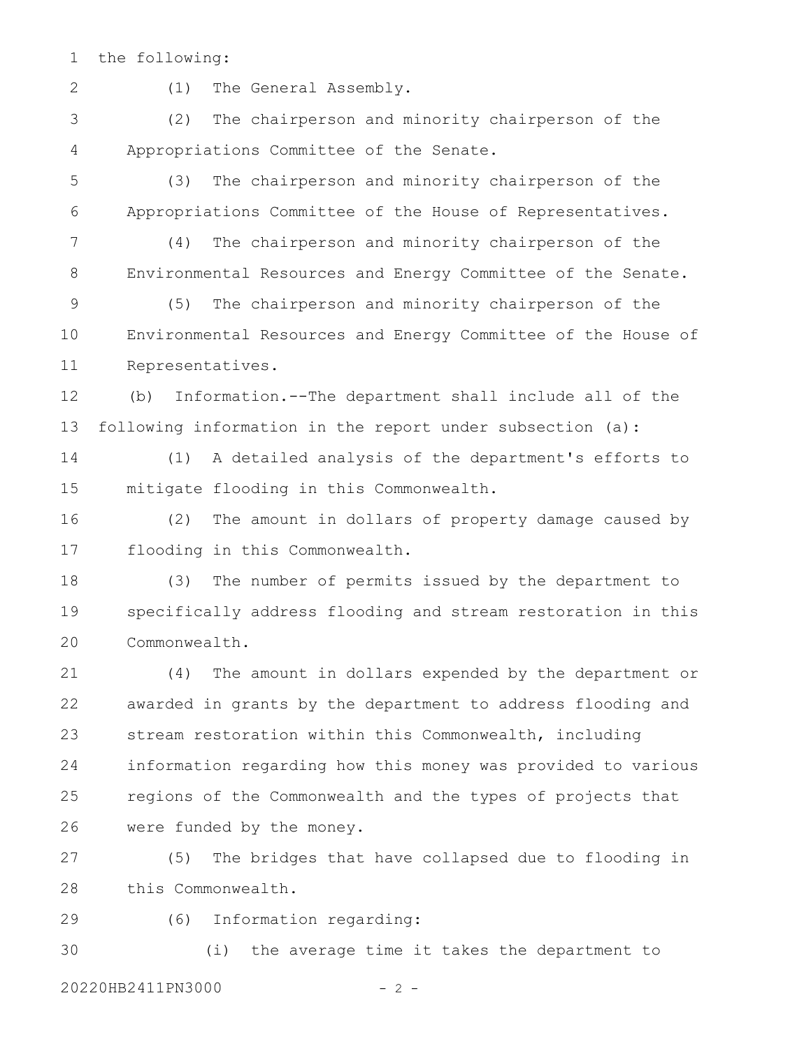the following:

(1) The General Assembly.

(2) The chairperson and minority chairperson of the Appropriations Committee of the Senate.

(3) The chairperson and minority chairperson of the Appropriations Committee of the House of Representatives.

(4) The chairperson and minority chairperson of the Environmental Resources and Energy Committee of the Senate.

(5) The chairperson and minority chairperson of the Environmental Resources and Energy Committee of the House of Representatives.

(b) Information.--The department shall include all of the following information in the report under subsection (a):

(1) A detailed analysis of the department's efforts to mitigate flooding in this Commonwealth.

(2) The amount in dollars of property damage caused by flooding in this Commonwealth.

(3) The number of permits issued by the department to specifically address flooding and stream restoration in this Commonwealth.

(4) The amount in dollars expended by the department or awarded in grants by the department to address flooding and stream restoration within this Commonwealth, including information regarding how this money was provided to various regions of the Commonwealth and the types of projects that were funded by the money.

(5) The bridges that have collapsed due to flooding in this Commonwealth.

(6) Information regarding:

(i) the average time it takes the department to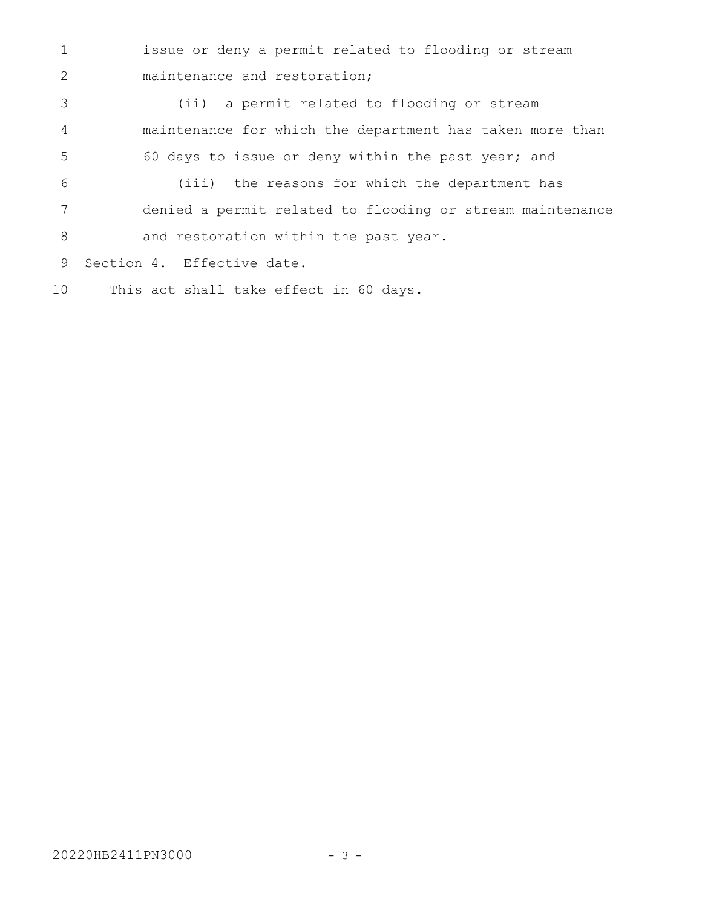issue or deny a permit related to flooding or stream maintenance and restoration;

(ii) a permit related to flooding or stream maintenance for which the department has taken more than 60 days to issue or deny within the past year; and

(iii) the reasons for which the department has denied a permit related to flooding or stream maintenance and restoration within the past year.

Section 4. Effective date.

This act shall take effect in 60 days.